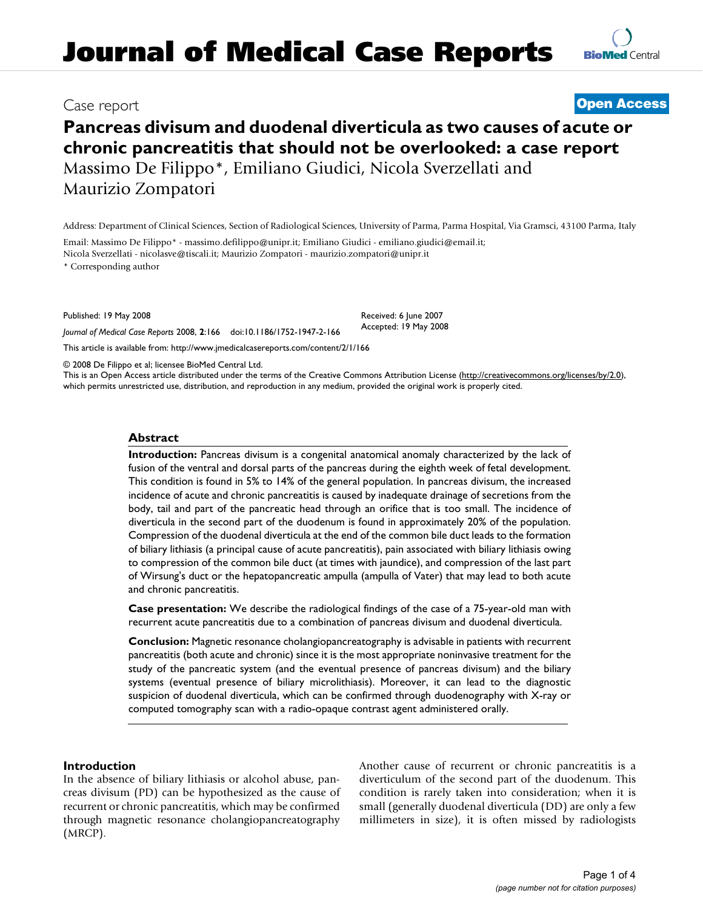# Journal of Medical Case Reports

Case report

**Open Access**

# Pancreas divisum and duodenal diverticula as two causes of acute or chronic pancreatitis that should not be overlooked: a case report

Massimo De Filippo*, Emiliano Giudici, Nicola Sverzellati and Maurizio Zompatori

Address: Department of Clinical Sciences, Section of Radiological Sciences, University of Parma, Parma Hospital, Via Gramsci, 43100 Parma, Italy

Email: Massimo De Filippo* - massimo.defilippo@unipr.it; Emiliano Giudici - emiliano.giudici@email.it; Nicola Sverzellati - nicolasve@tiscali.it; Maurizio Zompatori - maurizio.zompatori@unipr.it

* Corresponding author

Published: 19 May 2008

*Journal of Medical Case Reports* 2008, **2**:166 doi:10.1186/1752-1947-2-166

Received: 6 June 2007
Accepted: 19 May 2008

This article is available from: http://www.jmedicalcasereports.com/content/2/1/166

© 2008 De Filippo et al; licensee BioMed Central Ltd.
This is an Open Access article distributed under the terms of the Creative Commons Attribution License (http://creativecommons.org/licenses/by/2.0), which permits unrestricted use, distribution, and reproduction in any medium, provided the original work is properly cited.

## Abstract

**Introduction:** Pancreas divisum is a congenital anatomical anomaly characterized by the lack of fusion of the ventral and dorsal parts of the pancreas during the eighth week of fetal development. This condition is found in 5% to 14% of the general population. In pancreas divisum, the increased incidence of acute and chronic pancreatitis is caused by inadequate drainage of secretions from the body, tail and part of the pancreatic head through an orifice that is too small. The incidence of diverticula in the second part of the duodenum is found in approximately 20% of the population. Compression of the duodenal diverticula at the end of the common bile duct leads to the formation of biliary lithiasis (a principal cause of acute pancreatitis), pain associated with biliary lithiasis owing to compression of the common bile duct (at times with jaundice), and compression of the last part of Wirsung's duct or the hepatopancreatic ampulla (ampulla of Vater) that may lead to both acute and chronic pancreatitis.

**Case presentation:** We describe the radiological findings of the case of a 75-year-old man with recurrent acute pancreatitis due to a combination of pancreas divisum and duodenal diverticula.

**Conclusion:** Magnetic resonance cholangiopancreatography is advisable in patients with recurrent pancreatitis (both acute and chronic) since it is the most appropriate noninvasive treatment for the study of the pancreatic system (and the eventual presence of pancreas divisum) and the biliary systems (eventual presence of biliary microlithiasis). Moreover, it can lead to the diagnostic suspicion of duodenal diverticula, which can be confirmed through duodenography with X-ray or computed tomography scan with a radio-opaque contrast agent administered orally.

## Introduction

In the absence of biliary lithiasis or alcohol abuse, pancreas divisum (PD) can be hypothesized as the cause of recurrent or chronic pancreatitis, which may be confirmed through magnetic resonance cholangiopancreatography (MRCP).

Another cause of recurrent or chronic pancreatitis is a diverticulum of the second part of the duodenum. This condition is rarely taken into consideration; when it is small (generally duodenal diverticula (DD) are only a few millimeters in size), it is often missed by radiologists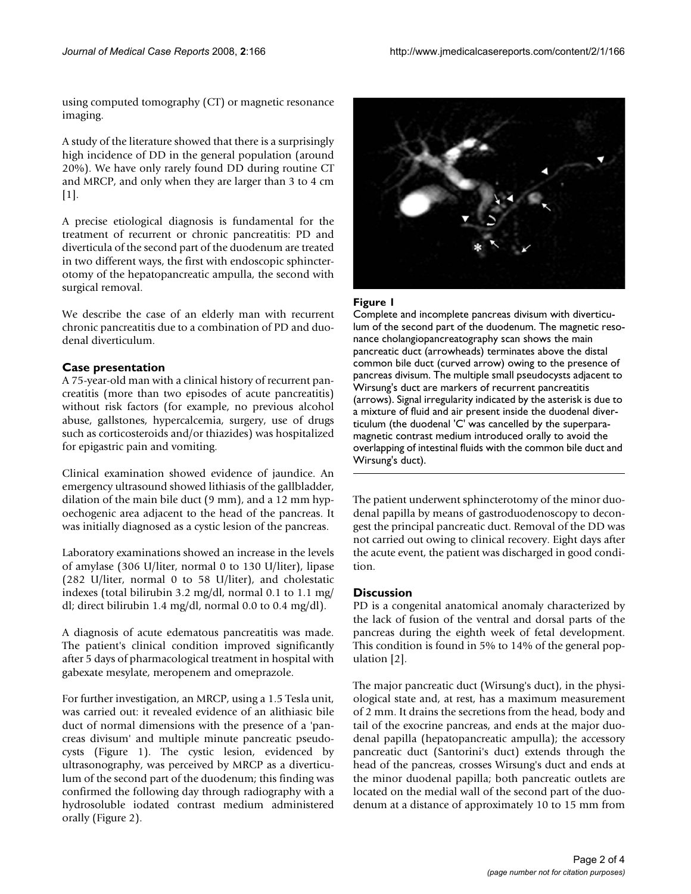using computed tomography (CT) or magnetic resonance imaging.

A study of the literature showed that there is a surprisingly high incidence of DD in the general population (around 20%). We have only rarely found DD during routine CT and MRCP, and only when they are larger than 3 to 4 cm [1].

A precise etiological diagnosis is fundamental for the treatment of recurrent or chronic pancreatitis: PD and diverticula of the second part of the duodenum are treated in two different ways, the first with endoscopic sphincterotomy of the hepatopancreatic ampulla, the second with surgical removal.

We describe the case of an elderly man with recurrent chronic pancreatitis due to a combination of PD and duodenal diverticulum.

## Case presentation

A 75-year-old man with a clinical history of recurrent pancreatitis (more than two episodes of acute pancreatitis) without risk factors (for example, no previous alcohol abuse, gallstones, hypercalcemia, surgery, use of drugs such as corticosteroids and/or thiazides) was hospitalized for epigastric pain and vomiting.

Clinical examination showed evidence of jaundice. An emergency ultrasound showed lithiasis of the gallbladder, dilation of the main bile duct (9 mm), and a 12 mm hypoechogenic area adjacent to the head of the pancreas. It was initially diagnosed as a cystic lesion of the pancreas.

Laboratory examinations showed an increase in the levels of amylase (306 U/liter, normal 0 to 130 U/liter), lipase (282 U/liter, normal 0 to 58 U/liter), and cholestatic indexes (total bilirubin 3.2 mg/dl, normal 0.1 to 1.1 mg/dl; direct bilirubin 1.4 mg/dl, normal 0.0 to 0.4 mg/dl).

A diagnosis of acute edematous pancreatitis was made. The patient's clinical condition improved significantly after 5 days of pharmacological treatment in hospital with gabexate mesylate, meropenem and omeprazole.

For further investigation, an MRCP, using a 1.5 Tesla unit, was carried out: it revealed evidence of an alithiasic bile duct of normal dimensions with the presence of a 'pancreas divisum' and multiple minute pancreatic pseudocysts (Figure 1). The cystic lesion, evidenced by ultrasonography, was perceived by MRCP as a diverticulum of the second part of the duodenum; this finding was confirmed the following day through radiography with a hydrosoluble iodated contrast medium administered orally (Figure 2).

**Figure 1**
Complete and incomplete pancreas divisum with diverticulum of the second part of the duodenum. The magnetic resonance cholangiopancreatography scan shows the main pancreatic duct (arrowheads) terminates above the distal common bile duct (curved arrow) owing to the presence of pancreas divisum. The multiple small pseudocysts adjacent to Wirsung's duct are markers of recurrent pancreatitis (arrows). Signal irregularity indicated by the asterisk is due to a mixture of fluid and air present inside the duodenal diverticulum (the duodenal 'C' was cancelled by the superparamagnetic contrast medium introduced orally to avoid the overlapping of intestinal fluids with the common bile duct and Wirsung's duct).

The patient underwent sphincterotomy of the minor duodenal papilla by means of gastroduodenoscopy to decongest the principal pancreatic duct. Removal of the DD was not carried out owing to clinical recovery. Eight days after the acute event, the patient was discharged in good condition.

## Discussion

PD is a congenital anatomical anomaly characterized by the lack of fusion of the ventral and dorsal parts of the pancreas during the eighth week of fetal development. This condition is found in 5% to 14% of the general population [2].

The major pancreatic duct (Wirsung's duct), in the physiological state and, at rest, has a maximum measurement of 2 mm. It drains the secretions from the head, body and tail of the exocrine pancreas, and ends at the major duodenal papilla (hepatopancreatic ampulla); the accessory pancreatic duct (Santorini's duct) extends through the head of the pancreas, crosses Wirsung's duct and ends at the minor duodenal papilla; both pancreatic outlets are located on the medial wall of the second part of the duodenum at a distance of approximately 10 to 15 mm from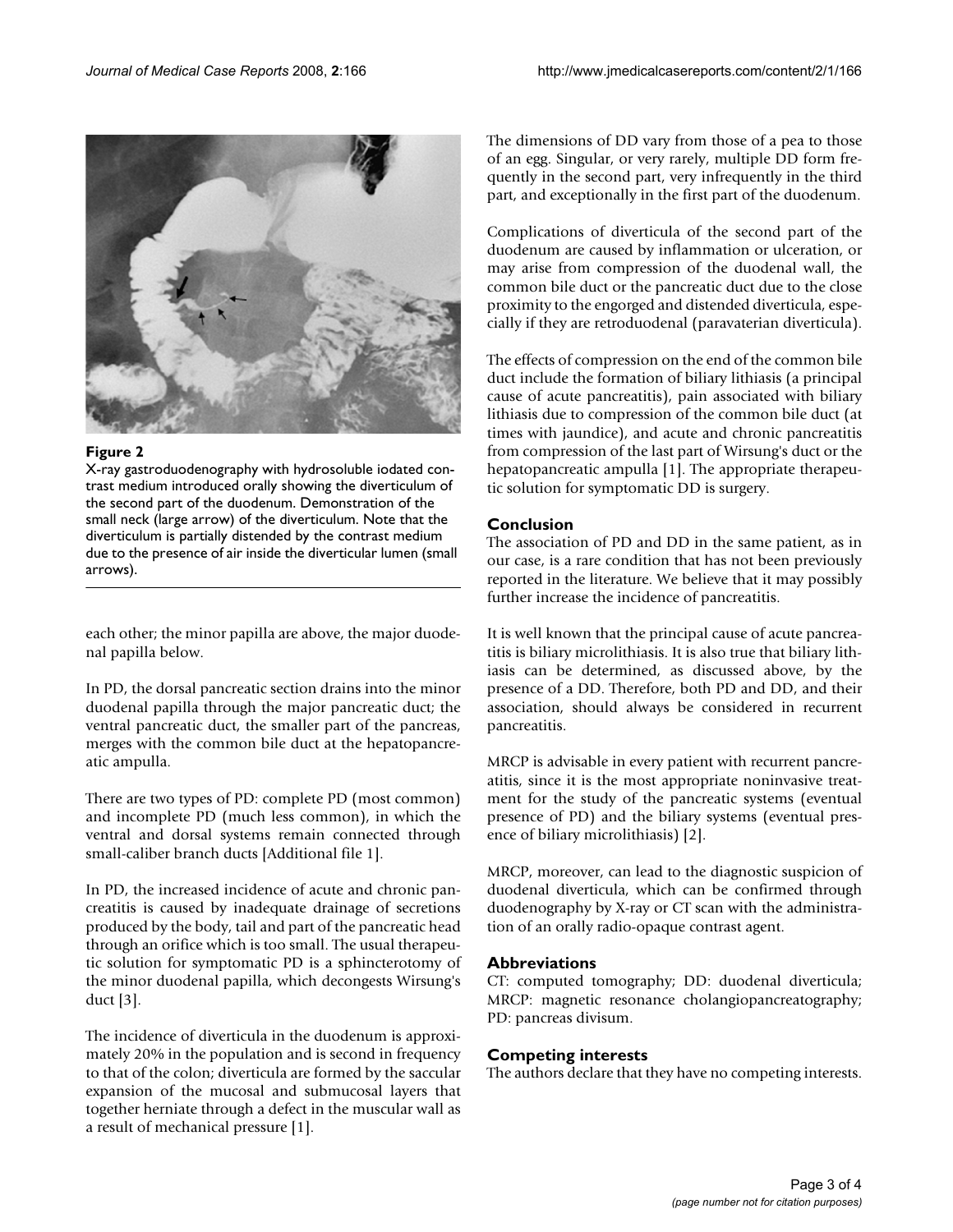**Figure 2**

X-ray gastroduodenography with hydrosoluble iodated contrast medium introduced orally showing the diverticulum of the second part of the duodenum. Demonstration of the small neck (large arrow) of the diverticulum. Note that the diverticulum is partially distended by the contrast medium due to the presence of air inside the diverticular lumen (small arrows).

each other; the minor papilla are above, the major duodenal papilla below.

In PD, the dorsal pancreatic section drains into the minor duodenal papilla through the major pancreatic duct; the ventral pancreatic duct, the smaller part of the pancreas, merges with the common bile duct at the hepatopancreatic ampulla.

There are two types of PD: complete PD (most common) and incomplete PD (much less common), in which the ventral and dorsal systems remain connected through small-caliber branch ducts [Additional file 1].

In PD, the increased incidence of acute and chronic pancreatitis is caused by inadequate drainage of secretions produced by the body, tail and part of the pancreatic head through an orifice which is too small. The usual therapeutic solution for symptomatic PD is a sphincterotomy of the minor duodenal papilla, which decongests Wirsung's duct [3].

The incidence of diverticula in the duodenum is approximately 20% in the population and is second in frequency to that of the colon; diverticula are formed by the saccular expansion of the mucosal and submucosal layers that together herniate through a defect in the muscular wall as a result of mechanical pressure [1].

The dimensions of DD vary from those of a pea to those of an egg. Singular, or very rarely, multiple DD form frequently in the second part, very infrequently in the third part, and exceptionally in the first part of the duodenum.

Complications of diverticula of the second part of the duodenum are caused by inflammation or ulceration, or may arise from compression of the duodenal wall, the common bile duct or the pancreatic duct due to the close proximity to the engorged and distended diverticula, especially if they are retroduodenal (paravaterian diverticula).

The effects of compression on the end of the common bile duct include the formation of biliary lithiasis (a principal cause of acute pancreatitis), pain associated with biliary lithiasis due to compression of the common bile duct (at times with jaundice), and acute and chronic pancreatitis from compression of the last part of Wirsung's duct or the hepatopancreatic ampulla [1]. The appropriate therapeutic solution for symptomatic DD is surgery.

## Conclusion

The association of PD and DD in the same patient, as in our case, is a rare condition that has not been previously reported in the literature. We believe that it may possibly further increase the incidence of pancreatitis.

It is well known that the principal cause of acute pancreatitis is biliary microlithiasis. It is also true that biliary lithiasis can be determined, as discussed above, by the presence of a DD. Therefore, both PD and DD, and their association, should always be considered in recurrent pancreatitis.

MRCP is advisable in every patient with recurrent pancreatitis, since it is the most appropriate noninvasive treatment for the study of the pancreatic systems (eventual presence of PD) and the biliary systems (eventual presence of biliary microlithiasis) [2].

MRCP, moreover, can lead to the diagnostic suspicion of duodenal diverticula, which can be confirmed through duodenography by X-ray or CT scan with the administration of an orally radio-opaque contrast agent.

## Abbreviations

CT: computed tomography; DD: duodenal diverticula; MRCP: magnetic resonance cholangiopancreatography; PD: pancreas divisum.

## Competing interests

The authors declare that they have no competing interests.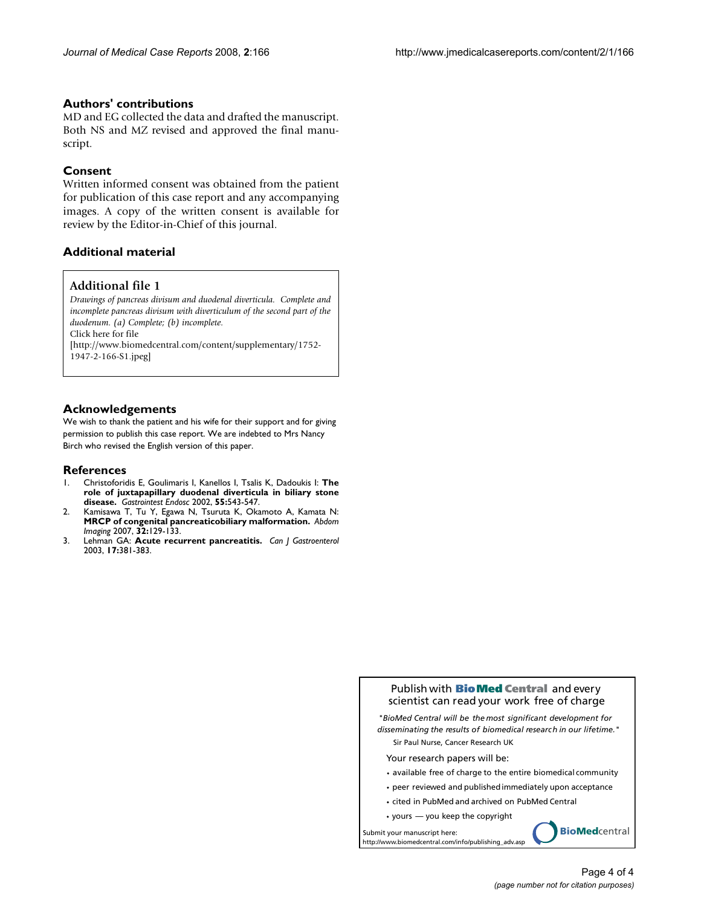## Authors' contributions

MD and EG collected the data and drafted the manuscript. Both NS and MZ revised and approved the final manuscript.

## Consent

Written informed consent was obtained from the patient for publication of this case report and any accompanying images. A copy of the written consent is available for review by the Editor-in-Chief of this journal.

## Additional material

### Additional file 1

*Drawings of pancreas divisum and duodenal diverticula. Complete and incomplete pancreas divisum with diverticulum of the second part of the duodenum. (a) Complete; (b) incomplete.*
Click here for file
[http://www.biomedcentral.com/content/supplementary/1752-1947-2-166-S1.jpeg]

## Acknowledgements

We wish to thank the patient and his wife for their support and for giving permission to publish this case report. We are indebted to Mrs Nancy Birch who revised the English version of this paper.

## References

1. Christoforidis E, Goulimaris I, Kanellos I, Tsalis K, Dadoukis I: **The role of juxtapapillary duodenal diverticula in biliary stone disease.** *Gastrointest Endosc* 2002, **55:**543-547.
2. Kamisawa T, Tu Y, Egawa N, Tsuruta K, Okamoto A, Kamata N: **MRCP of congenital pancreaticobiliary malformation.** *Abdom Imaging* 2007, **32:**129-133.
3. Lehman GA: **Acute recurrent pancreatitis.** *Can J Gastroenterol* 2003, **17:**381-383.

Publish with **BioMed Central** and every scientist can read your work free of charge

*"BioMed Central will be the most significant development for disseminating the results of biomedical research in our lifetime."*
Sir Paul Nurse, Cancer Research UK

Your research papers will be:

- available free of charge to the entire biomedical community
- peer reviewed and published immediately upon acceptance
- cited in PubMed and archived on PubMed Central
- yours — you keep the copyright

Submit your manuscript here:
http://www.biomedcentral.com/info/publishing_adv.asp

BioMedcentral